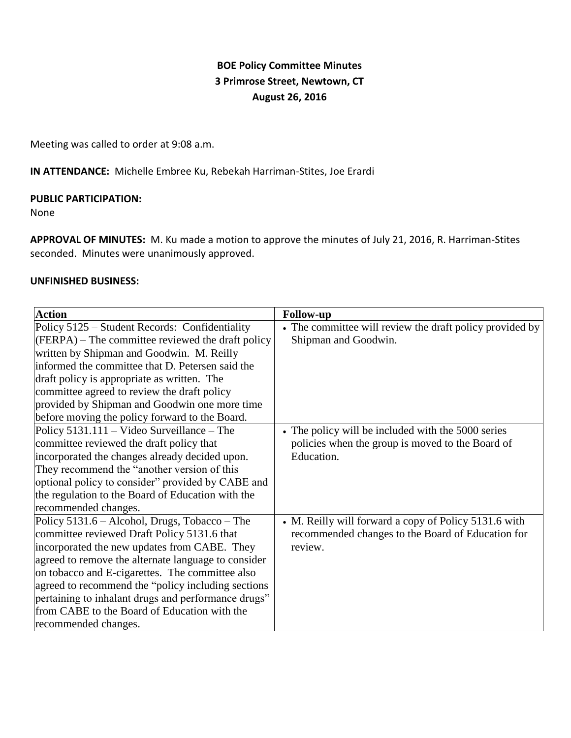# BOE Policy Committee Minutes
## 3 Primrose Street, Newtown, CT
## August 26, 2016

Meeting was called to order at 9:08 a.m.

**IN ATTENDANCE:** Michelle Embree Ku, Rebekah Harriman-Stites, Joe Erardi

**PUBLIC PARTICIPATION:**
None

**APPROVAL OF MINUTES:** M. Ku made a motion to approve the minutes of July 21, 2016, R. Harriman-Stites seconded. Minutes were unanimously approved.

**UNFINISHED BUSINESS:**

| Action | Follow-up |
|---|---|
| Policy 5125 – Student Records: Confidentiality (FERPA) – The committee reviewed the draft policy written by Shipman and Goodwin. M. Reilly informed the committee that D. Petersen said the draft policy is appropriate as written. The committee agreed to review the draft policy provided by Shipman and Goodwin one more time before moving the policy forward to the Board. | • The committee will review the draft policy provided by Shipman and Goodwin. |
| Policy 5131.111 – Video Surveillance – The committee reviewed the draft policy that incorporated the changes already decided upon. They recommend the "another version of this optional policy to consider" provided by CABE and the regulation to the Board of Education with the recommended changes. | • The policy will be included with the 5000 series policies when the group is moved to the Board of Education. |
| Policy 5131.6 – Alcohol, Drugs, Tobacco – The committee reviewed Draft Policy 5131.6 that incorporated the new updates from CABE. They agreed to remove the alternate language to consider on tobacco and E-cigarettes. The committee also agreed to recommend the "policy including sections pertaining to inhalant drugs and performance drugs" from CABE to the Board of Education with the recommended changes. | • M. Reilly will forward a copy of Policy 5131.6 with recommended changes to the Board of Education for review. |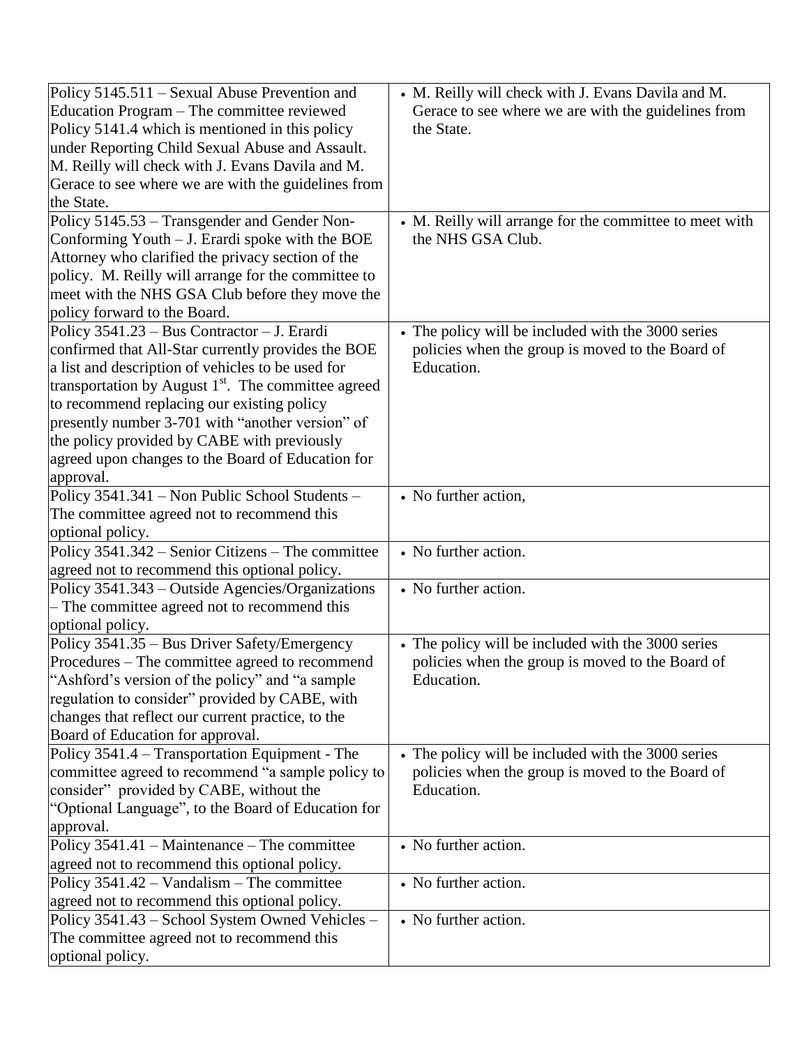| | |
|---|---|
| Policy 5145.511 – Sexual Abuse Prevention and Education Program – The committee reviewed Policy 5141.4 which is mentioned in this policy under Reporting Child Sexual Abuse and Assault. M. Reilly will check with J. Evans Davila and M. Gerace to see where we are with the guidelines from the State. | • M. Reilly will check with J. Evans Davila and M. Gerace to see where we are with the guidelines from the State. |
| Policy 5145.53 – Transgender and Gender Non-Conforming Youth – J. Erardi spoke with the BOE Attorney who clarified the privacy section of the policy. M. Reilly will arrange for the committee to meet with the NHS GSA Club before they move the policy forward to the Board. | • M. Reilly will arrange for the committee to meet with the NHS GSA Club. |
| Policy 3541.23 – Bus Contractor – J. Erardi confirmed that All-Star currently provides the BOE a list and description of vehicles to be used for transportation by August 1st. The committee agreed to recommend replacing our existing policy presently number 3-701 with "another version" of the policy provided by CABE with previously agreed upon changes to the Board of Education for approval. | • The policy will be included with the 3000 series policies when the group is moved to the Board of Education. |
| Policy 3541.341 – Non Public School Students – The committee agreed not to recommend this optional policy. | • No further action, |
| Policy 3541.342 – Senior Citizens – The committee agreed not to recommend this optional policy. | • No further action. |
| Policy 3541.343 – Outside Agencies/Organizations – The committee agreed not to recommend this optional policy. | • No further action. |
| Policy 3541.35 – Bus Driver Safety/Emergency Procedures – The committee agreed to recommend "Ashford's version of the policy" and "a sample regulation to consider" provided by CABE, with changes that reflect our current practice, to the Board of Education for approval. | • The policy will be included with the 3000 series policies when the group is moved to the Board of Education. |
| Policy 3541.4 – Transportation Equipment - The committee agreed to recommend "a sample policy to consider" provided by CABE, without the "Optional Language", to the Board of Education for approval. | • The policy will be included with the 3000 series policies when the group is moved to the Board of Education. |
| Policy 3541.41 – Maintenance – The committee agreed not to recommend this optional policy. | • No further action. |
| Policy 3541.42 – Vandalism – The committee agreed not to recommend this optional policy. | • No further action. |
| Policy 3541.43 – School System Owned Vehicles – The committee agreed not to recommend this optional policy. | • No further action. |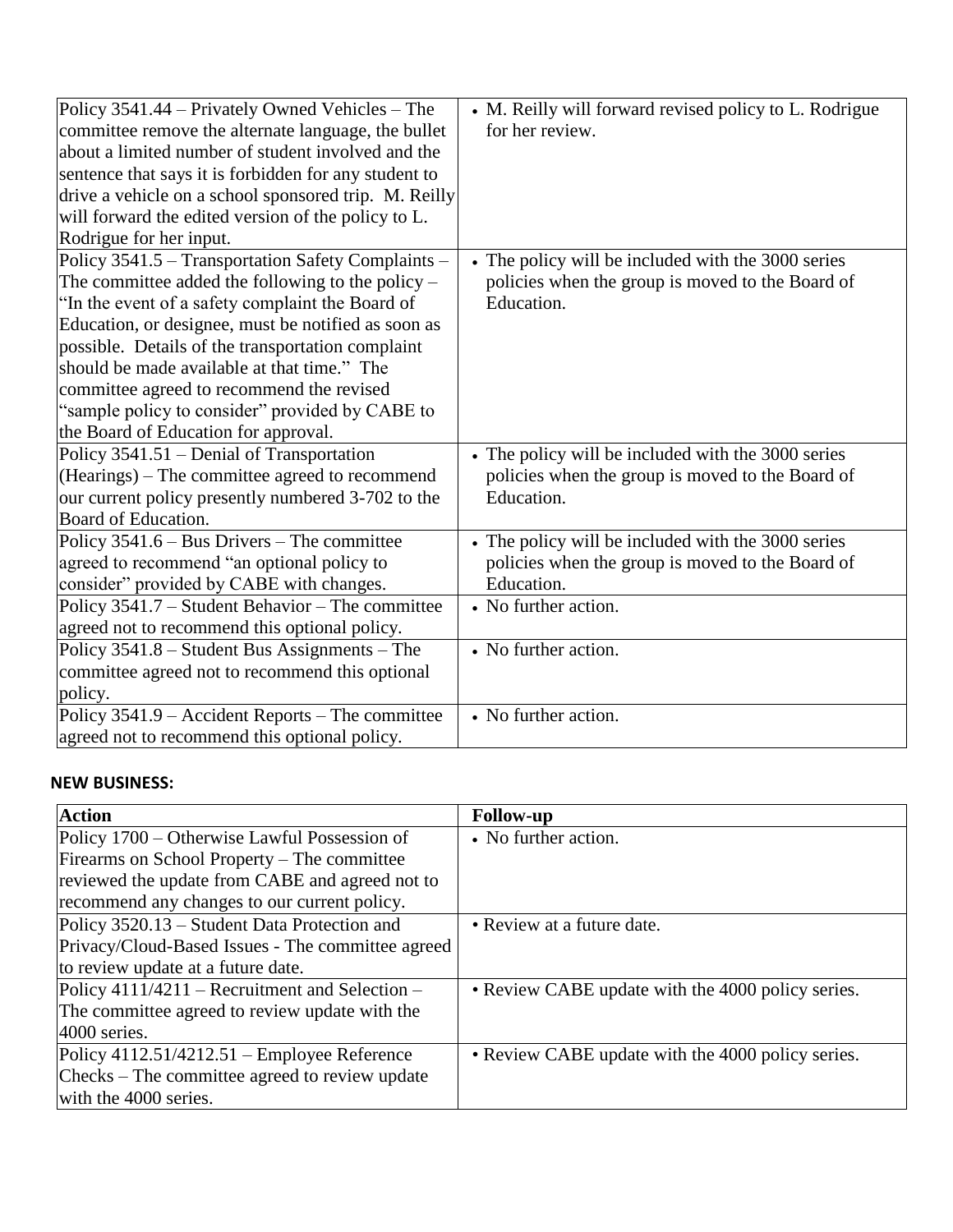| | |
|---|---|
| Policy 3541.44 – Privately Owned Vehicles – The committee remove the alternate language, the bullet about a limited number of student involved and the sentence that says it is forbidden for any student to drive a vehicle on a school sponsored trip. M. Reilly will forward the edited version of the policy to L. Rodrigue for her input. | • M. Reilly will forward revised policy to L. Rodrigue for her review. |
| Policy 3541.5 – Transportation Safety Complaints – The committee added the following to the policy – "In the event of a safety complaint the Board of Education, or designee, must be notified as soon as possible. Details of the transportation complaint should be made available at that time." The committee agreed to recommend the revised "sample policy to consider" provided by CABE to the Board of Education for approval. | • The policy will be included with the 3000 series policies when the group is moved to the Board of Education. |
| Policy 3541.51 – Denial of Transportation (Hearings) – The committee agreed to recommend our current policy presently numbered 3-702 to the Board of Education. | • The policy will be included with the 3000 series policies when the group is moved to the Board of Education. |
| Policy 3541.6 – Bus Drivers – The committee agreed to recommend "an optional policy to consider" provided by CABE with changes. | • The policy will be included with the 3000 series policies when the group is moved to the Board of Education. |
| Policy 3541.7 – Student Behavior – The committee agreed not to recommend this optional policy. | • No further action. |
| Policy 3541.8 – Student Bus Assignments – The committee agreed not to recommend this optional policy. | • No further action. |
| Policy 3541.9 – Accident Reports – The committee agreed not to recommend this optional policy. | • No further action. |

**NEW BUSINESS:**

| Action | Follow-up |
|---|---|
| Policy 1700 – Otherwise Lawful Possession of Firearms on School Property – The committee reviewed the update from CABE and agreed not to recommend any changes to our current policy. | • No further action. |
| Policy 3520.13 – Student Data Protection and Privacy/Cloud-Based Issues - The committee agreed to review update at a future date. | • Review at a future date. |
| Policy 4111/4211 – Recruitment and Selection – The committee agreed to review update with the 4000 series. | • Review CABE update with the 4000 policy series. |
| Policy 4112.51/4212.51 – Employee Reference Checks – The committee agreed to review update with the 4000 series. | • Review CABE update with the 4000 policy series. |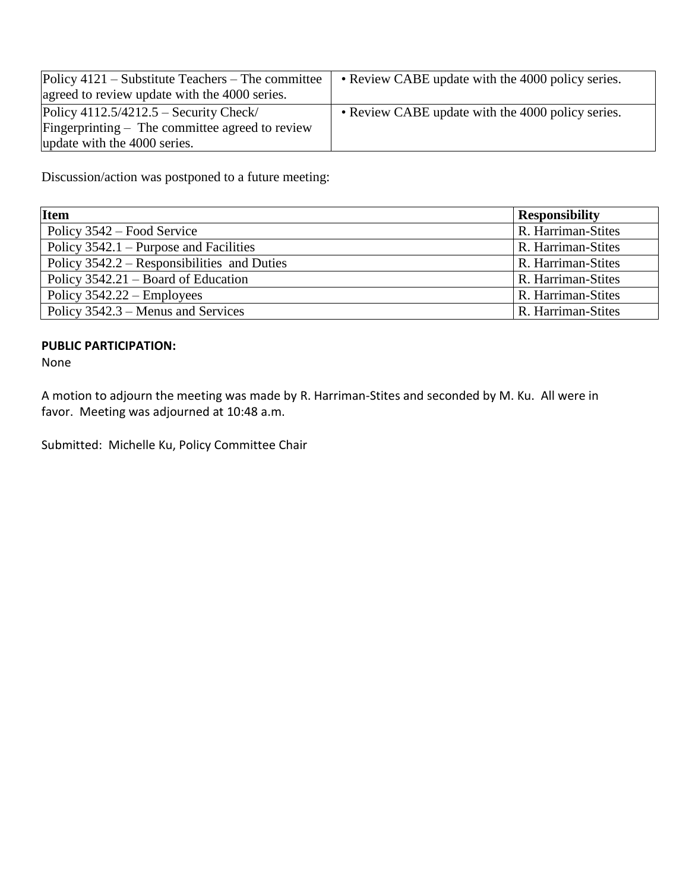| | |
|---|---|
| Policy 4121 – Substitute Teachers – The committee agreed to review update with the 4000 series. | • Review CABE update with the 4000 policy series. |
| Policy 4112.5/4212.5 – Security Check/ Fingerprinting – The committee agreed to review update with the 4000 series. | • Review CABE update with the 4000 policy series. |

Discussion/action was postponed to a future meeting:

| Item | Responsibility |
|---|---|
| Policy 3542 – Food Service | R. Harriman-Stites |
| Policy 3542.1 – Purpose and Facilities | R. Harriman-Stites |
| Policy 3542.2 – Responsibilities and Duties | R. Harriman-Stites |
| Policy 3542.21 – Board of Education | R. Harriman-Stites |
| Policy 3542.22 – Employees | R. Harriman-Stites |
| Policy 3542.3 – Menus and Services | R. Harriman-Stites |

**PUBLIC PARTICIPATION:**

None

A motion to adjourn the meeting was made by R. Harriman-Stites and seconded by M. Ku. All were in favor. Meeting was adjourned at 10:48 a.m.

Submitted: Michelle Ku, Policy Committee Chair